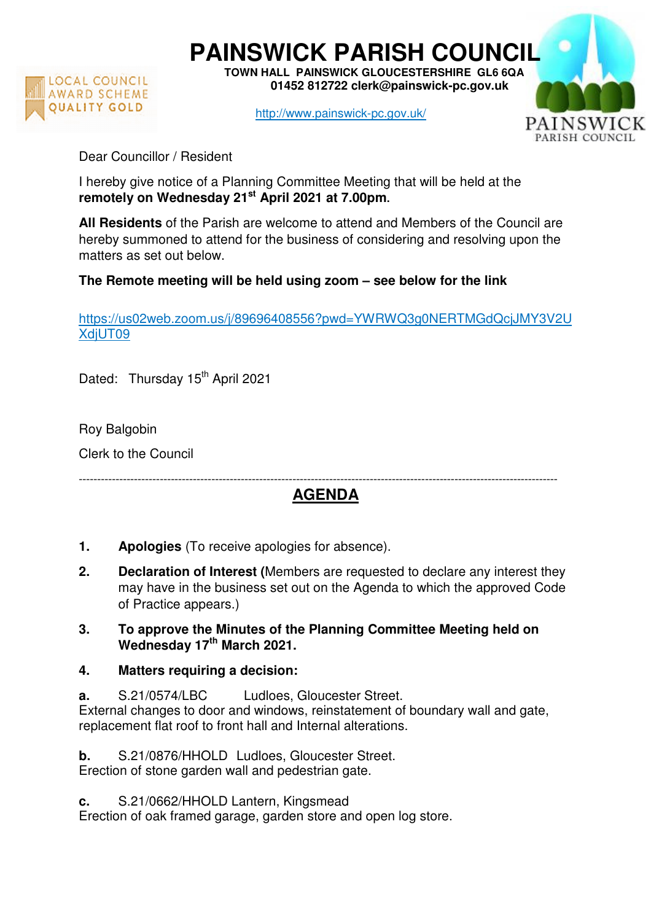# PAINSWICK PARISH COUNCIL

**TOWN HALL PAINSWICK GLOUCESTERSHIRE GL6 6QA**
**01452 812722 clerk@painswick-pc.gov.uk**

http://www.painswick-pc.gov.uk/

LOCAL COUNCIL AWARD SCHEME QUALITY GOLD

PAINSWICK PARISH COUNCIL

Dear Councillor / Resident

I hereby give notice of a Planning Committee Meeting that will be held at the **remotely on Wednesday 21st April 2021 at 7.00pm.**

**All Residents** of the Parish are welcome to attend and Members of the Council are hereby summoned to attend for the business of considering and resolving upon the matters as set out below.

**The Remote meeting will be held using zoom – see below for the link**

https://us02web.zoom.us/j/89696408556?pwd=YWRWQ3g0NERTMGdQcjJMY3V2UXdjUT09

Dated: Thursday 15th April 2021

Roy Balgobin

Clerk to the Council

---

## AGENDA

1. **Apologies** (To receive apologies for absence).

2. **Declaration of Interest (**Members are requested to declare any interest they may have in the business set out on the Agenda to which the approved Code of Practice appears.)

3. **To approve the Minutes of the Planning Committee Meeting held on Wednesday 17th March 2021.**

4. **Matters requiring a decision:**

**a.** S.21/0574/LBC Ludloes, Gloucester Street.
External changes to door and windows, reinstatement of boundary wall and gate, replacement flat roof to front hall and Internal alterations.

**b.** S.21/0876/HHOLD Ludloes, Gloucester Street.
Erection of stone garden wall and pedestrian gate.

**c.** S.21/0662/HHOLD Lantern, Kingsmead
Erection of oak framed garage, garden store and open log store.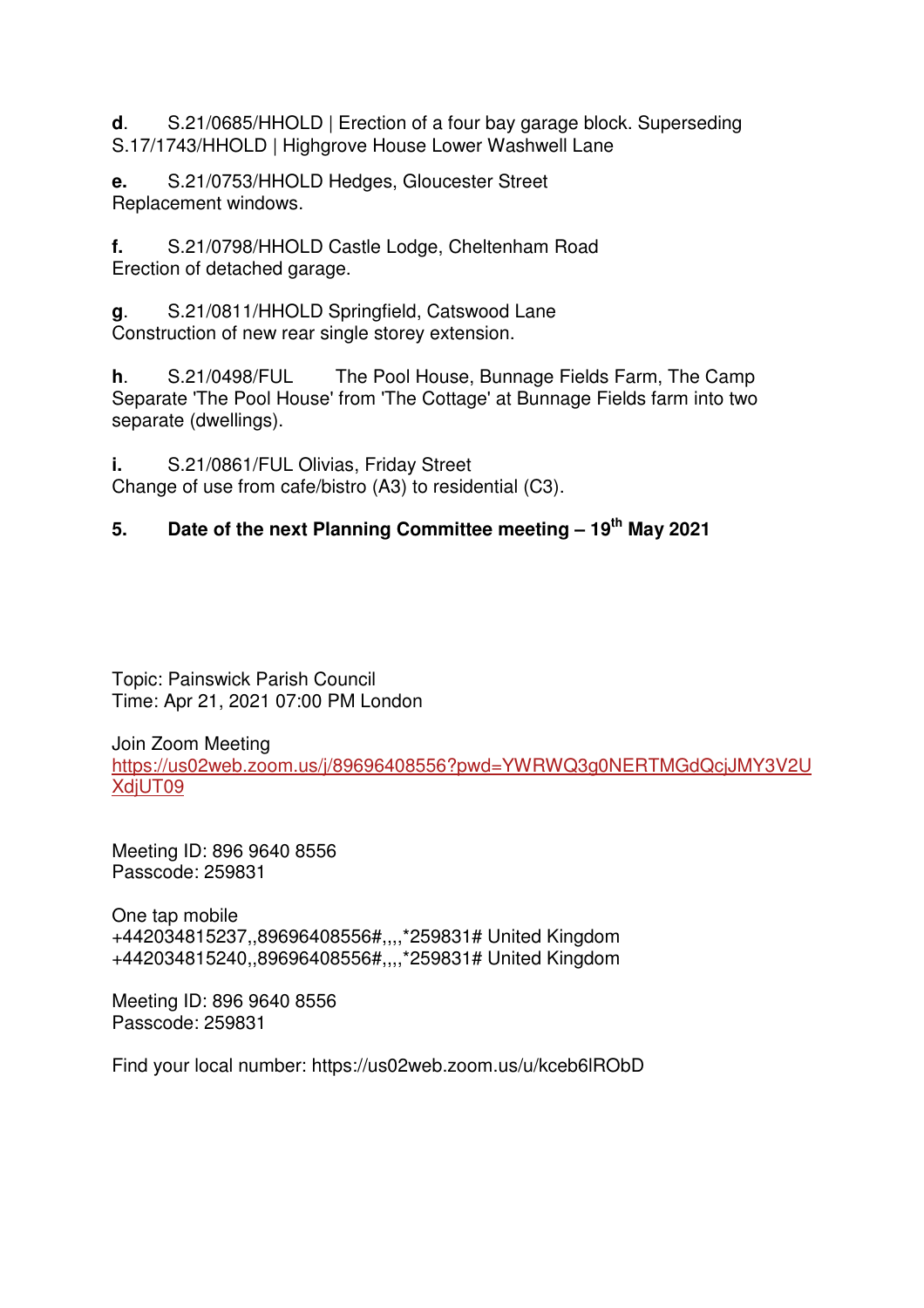**d**. S.21/0685/HHOLD | Erection of a four bay garage block. Superseding S.17/1743/HHOLD | Highgrove House Lower Washwell Lane

**e.** S.21/0753/HHOLD Hedges, Gloucester Street
Replacement windows.

**f.** S.21/0798/HHOLD Castle Lodge, Cheltenham Road
Erection of detached garage.

**g**. S.21/0811/HHOLD Springfield, Catswood Lane
Construction of new rear single storey extension.

**h**. S.21/0498/FUL The Pool House, Bunnage Fields Farm, The Camp
Separate 'The Pool House' from 'The Cottage' at Bunnage Fields farm into two separate (dwellings).

**i.** S.21/0861/FUL Olivias, Friday Street
Change of use from cafe/bistro (A3) to residential (C3).

**5. Date of the next Planning Committee meeting – 19th May 2021**

Topic: Painswick Parish Council
Time: Apr 21, 2021 07:00 PM London

Join Zoom Meeting
https://us02web.zoom.us/j/89696408556?pwd=YWRWQ3g0NERTMGdQcjJMY3V2UXdjUT09

Meeting ID: 896 9640 8556
Passcode: 259831

One tap mobile
+442034815237,,89696408556#,,,,*259831# United Kingdom
+442034815240,,89696408556#,,,,*259831# United Kingdom

Meeting ID: 896 9640 8556
Passcode: 259831

Find your local number: https://us02web.zoom.us/u/kceb6lRObD